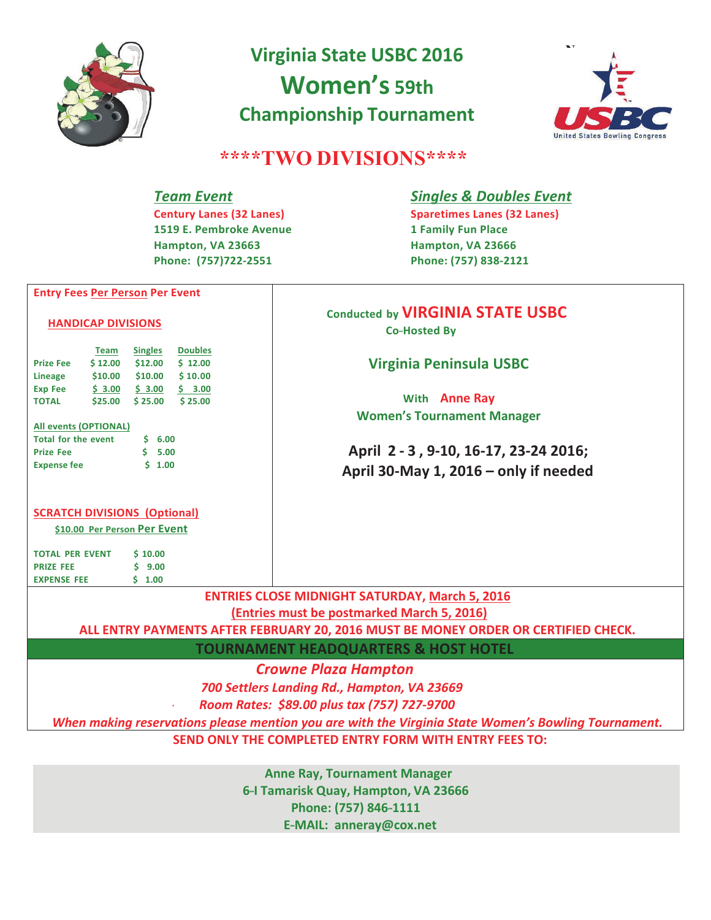# Virginia State USBC 2016

# Women's 59th

## Championship Tournament

## ****TWO DIVISIONS****

### *Team Event*

**Century Lanes (32 Lanes)**
**1519 E. Pembroke Avenue**
**Hampton, VA 23663**
**Phone: (757)722-2551**

### *Singles & Doubles Event*

**Sparetimes Lanes (32 Lanes)**
**1 Family Fun Place**
**Hampton, VA 23666**
**Phone: (757) 838-2121**

**Entry Fees Per Person Per Event**

**HANDICAP DIVISIONS**

| | Team | Singles | Doubles |
|---|---|---|---|
| Prize Fee | $ 12.00 | $12.00 | $ 12.00 |
| Lineage | $10.00 | $10.00 | $ 10.00 |
| Exp Fee | $ 3.00 | $ 3.00 | $ 3.00 |
| TOTAL | $25.00 | $ 25.00 | $ 25.00 |

**All events (OPTIONAL)**

| | |
|---|---|
| Total for the event | $ 6.00 |
| Prize Fee | $ 5.00 |
| Expense fee | $ 1.00 |

**SCRATCH DIVISIONS (Optional)**

**$10.00 Per Person Per Event**

| | |
|---|---|
| TOTAL PER EVENT | $ 10.00 |
| PRIZE FEE | $ 9.00 |
| EXPENSE FEE | $ 1.00 |

**Conducted by VIRGINIA STATE USBC**
**Co-Hosted By**

**Virginia Peninsula USBC**

**With Anne Ray**
**Women's Tournament Manager**

**April 2 - 3 , 9-10, 16-17, 23-24 2016;**
**April 30-May 1, 2016 – only if needed**

**ENTRIES CLOSE MIDNIGHT SATURDAY, March 5, 2016**
**(Entries must be postmarked March 5, 2016)**
**ALL ENTRY PAYMENTS AFTER FEBRUARY 20, 2016 MUST BE MONEY ORDER OR CERTIFIED CHECK.**

## TOURNAMENT HEADQUARTERS & HOST HOTEL

***Crowne Plaza Hampton***
*700 Settlers Landing Rd., Hampton, VA 23669*
*Room Rates: $89.00 plus tax (757) 727-9700*
*When making reservations please mention you are with the Virginia State Women's Bowling Tournament.*

**SEND ONLY THE COMPLETED ENTRY FORM WITH ENTRY FEES TO:**

**Anne Ray, Tournament Manager**
**6-I Tamarisk Quay, Hampton, VA 23666**
**Phone: (757) 846-1111**
**E-MAIL: anneray@cox.net**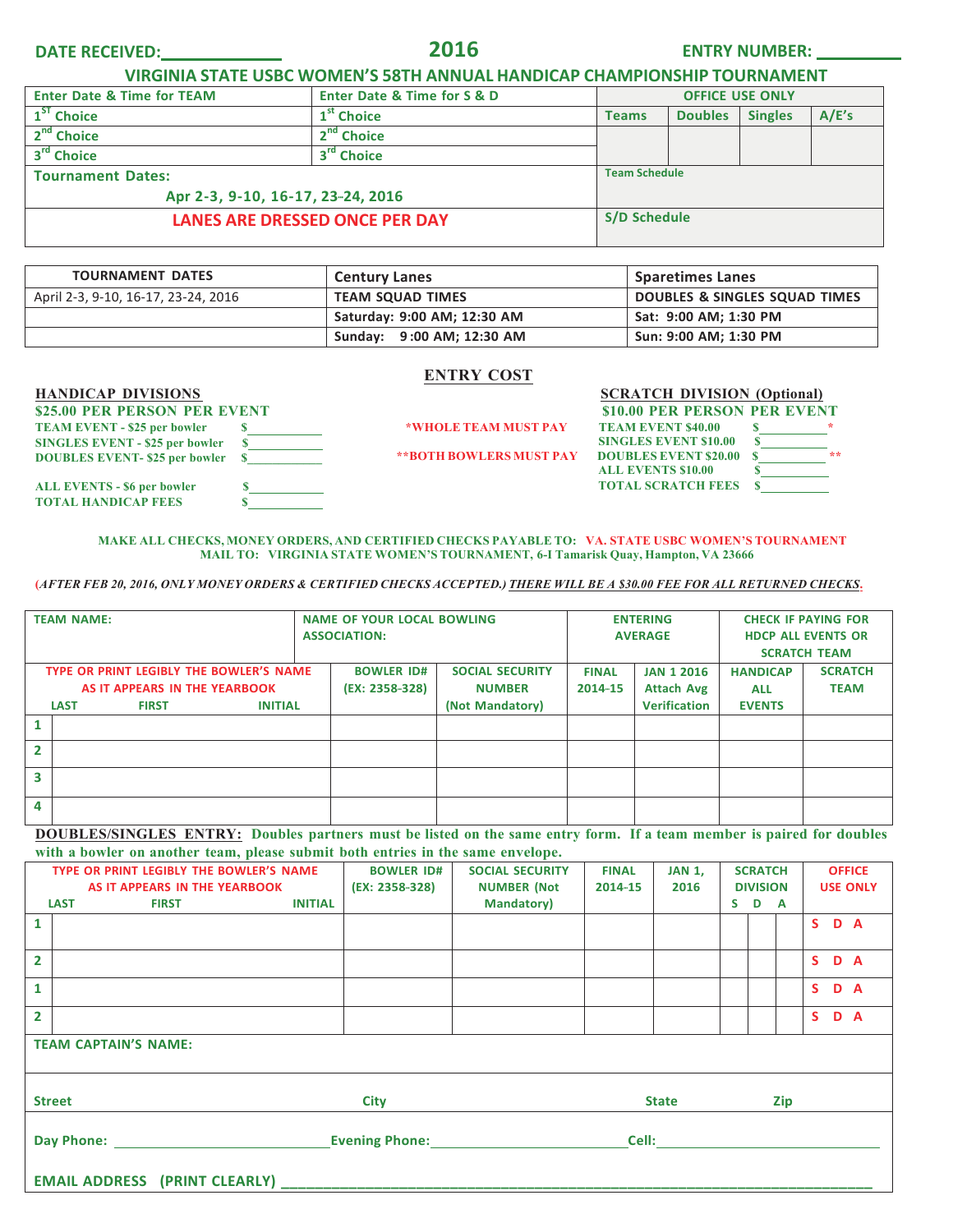DATE RECEIVED:____________ **2016** ENTRY NUMBER: ________

## VIRGINIA STATE USBC WOMEN'S 58TH ANNUAL HANDICAP CHAMPIONSHIP TOURNAMENT

| Enter Date & Time for TEAM | Enter Date & Time for S & D | OFFICE USE ONLY | | | |
|---|---|---|---|---|---|
| 1ST Choice | 1st Choice | Teams | Doubles | Singles | A/E's |
| 2nd Choice | 2nd Choice | | | | |
| 3rd Choice | 3rd Choice | | | | |
| Tournament Dates: Apr 2-3, 9-10, 16-17, 23-24, 2016 | | Team Schedule | | | |
| LANES ARE DRESSED ONCE PER DAY | | S/D Schedule | | | |

| TOURNAMENT DATES | Century Lanes | Sparetimes Lanes |
|---|---|---|
| April 2-3, 9-10, 16-17, 23-24, 2016 | TEAM SQUAD TIMES | DOUBLES & SINGLES SQUAD TIMES |
| | Saturday: 9:00 AM; 12:30 AM | Sat: 9:00 AM; 1:30 PM |
| | Sunday: 9:00 AM; 12:30 AM | Sun: 9:00 AM; 1:30 PM |

## ENTRY COST

**HANDICAP DIVISIONS**
**$25.00 PER PERSON PER EVENT**

- TEAM EVENT - $25 per bowler $__________
- SINGLES EVENT - $25 per bowler $__________
- DOUBLES EVENT- $25 per bowler $__________
- ALL EVENTS - $6 per bowler $__________
- TOTAL HANDICAP FEES $__________

*WHOLE TEAM MUST PAY

**BOTH BOWLERS MUST PAY

**SCRATCH DIVISION (Optional)**
**$10.00 PER PERSON PER EVENT**

- TEAM EVENT $40.00 $__________ *
- SINGLES EVENT $10.00 $__________
- DOUBLES EVENT $20.00 $__________ **
- ALL EVENTS $10.00 $__________
- TOTAL SCRATCH FEES $__________

MAKE ALL CHECKS, MONEY ORDERS, AND CERTIFIED CHECKS PAYABLE TO: VA. STATE USBC WOMEN'S TOURNAMENT
MAIL TO: VIRGINIA STATE WOMEN'S TOURNAMENT, 6-I Tamarisk Quay, Hampton, VA 23666

(*AFTER FEB 20, 2016, ONLY MONEY ORDERS & CERTIFIED CHECKS ACCEPTED.*) THERE WILL BE A $30.00 FEE FOR ALL RETURNED CHECKS.

| TEAM NAME: | NAME OF YOUR LOCAL BOWLING ASSOCIATION: | | ENTERING AVERAGE | | CHECK IF PAYING FOR HDCP ALL EVENTS OR SCRATCH TEAM | |
|---|---|---|---|---|---|---|
| TYPE OR PRINT LEGIBLY THE BOWLER'S NAME AS IT APPEARS IN THE YEARBOOK (LAST FIRST INITIAL) | BOWLER ID# (EX: 2358-328) | SOCIAL SECURITY NUMBER (Not Mandatory) | FINAL 2014-15 | JAN 1 2016 Attach Avg Verification | HANDICAP ALL EVENTS | SCRATCH TEAM |
| 1 | | | | | | |
| 2 | | | | | | |
| 3 | | | | | | |
| 4 | | | | | | |

**DOUBLES/SINGLES ENTRY: Doubles partners must be listed on the same entry form. If a team member is paired for doubles with a bowler on another team, please submit both entries in the same envelope.**

| TYPE OR PRINT LEGIBLY THE BOWLER'S NAME AS IT APPEARS IN THE YEARBOOK (LAST FIRST INITIAL) | BOWLER ID# (EX: 2358-328) | SOCIAL SECURITY NUMBER (Not Mandatory) | FINAL 2014-15 | JAN 1, 2016 | SCRATCH DIVISION S | D | A | OFFICE USE ONLY |
|---|---|---|---|---|---|---|---|---|
| 1 | | | | | | | | S D A |
| 2 | | | | | | | | S D A |
| 1 | | | | | | | | S D A |
| 2 | | | | | | | | S D A |

TEAM CAPTAIN'S NAME:

Street City State Zip

Day Phone: ____________________ Evening Phone: ____________________ Cell: ____________________

EMAIL ADDRESS (PRINT CLEARLY) ________________________________________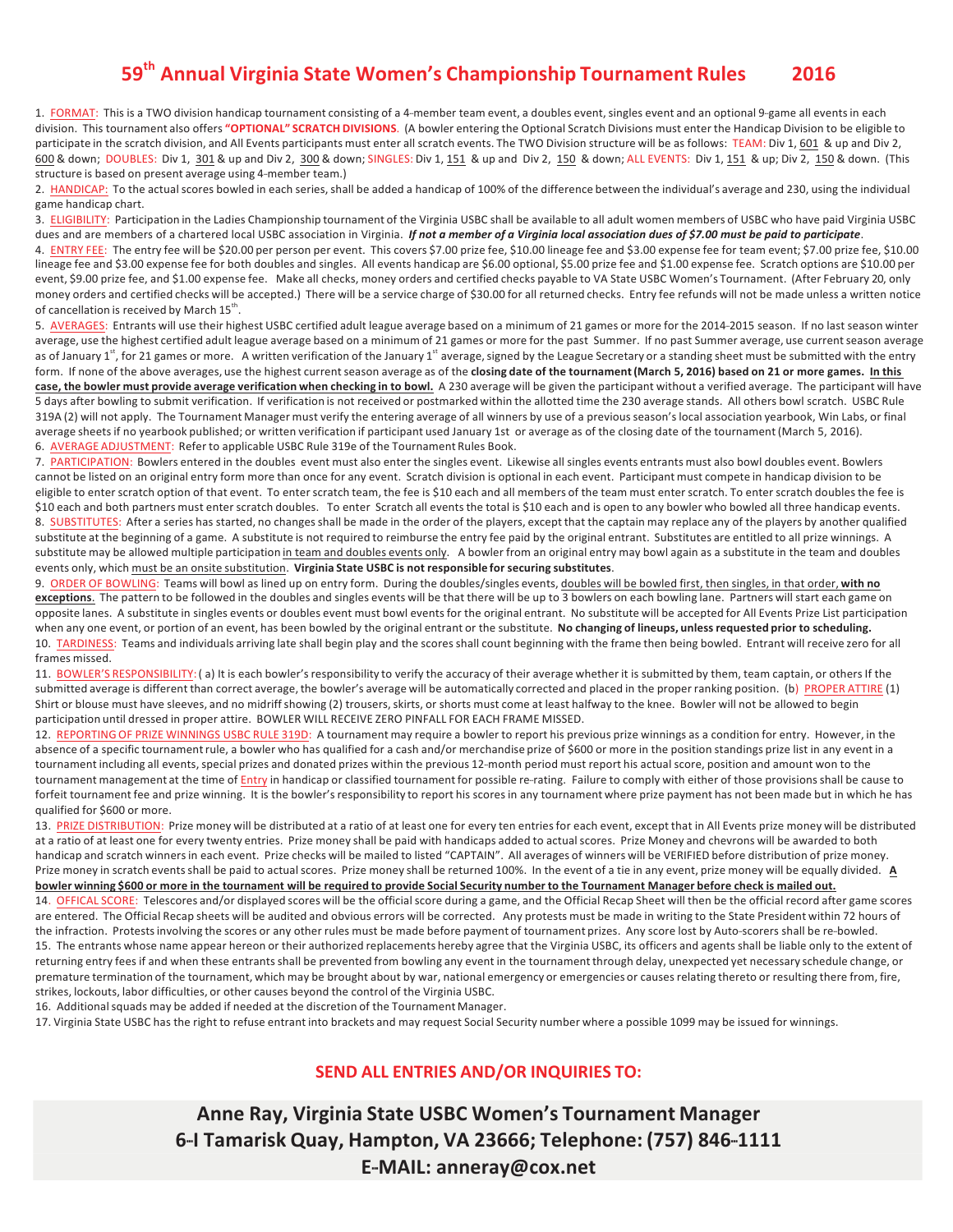# 59th Annual Virginia State Women's Championship Tournament Rules 2016

1. FORMAT: This is a TWO division handicap tournament consisting of a 4-member team event, a doubles event, singles event and an optional 9-game all events in each division. This tournament also offers **"OPTIONAL" SCRATCH DIVISIONS**. (A bowler entering the Optional Scratch Divisions must enter the Handicap Division to be eligible to participate in the scratch division, and All Events participants must enter all scratch events. The TWO Division structure will be as follows: TEAM: Div 1, 601 & up and Div 2, 600 & down; DOUBLES: Div 1, 301 & up and Div 2, 300 & down; SINGLES: Div 1, 151 & up and Div 2, 150 & down; ALL EVENTS: Div 1, 151 & up; Div 2, 150 & down. (This structure is based on present average using 4-member team.)

2. HANDICAP: To the actual scores bowled in each series, shall be added a handicap of 100% of the difference between the individual's average and 230, using the individual game handicap chart.

3. ELIGIBILITY: Participation in the Ladies Championship tournament of the Virginia USBC shall be available to all adult women members of USBC who have paid Virginia USBC dues and are members of a chartered local USBC association in Virginia. ***If not a member of a Virginia local association dues of $7.00 must be paid to participate***.

4. ENTRY FEE: The entry fee will be $20.00 per person per event. This covers $7.00 prize fee, $10.00 lineage fee and $3.00 expense fee for team event; $7.00 prize fee, $10.00 lineage fee and $3.00 expense fee for both doubles and singles. All events handicap are $6.00 optional, $5.00 prize fee and $1.00 expense fee. Scratch options are $10.00 per event, $9.00 prize fee, and $1.00 expense fee. Make all checks, money orders and certified checks payable to VA State USBC Women's Tournament. (After February 20, only money orders and certified checks will be accepted.) There will be a service charge of $30.00 for all returned checks. Entry fee refunds will not be made unless a written notice of cancellation is received by March 15th.

5. AVERAGES: Entrants will use their highest USBC certified adult league average based on a minimum of 21 games or more for the 2014-2015 season. If no last season winter average, use the highest certified adult league average based on a minimum of 21 games or more for the past Summer. If no past Summer average, use current season average as of January 1st, for 21 games or more. A written verification of the January 1st average, signed by the League Secretary or a standing sheet must be submitted with the entry form. If none of the above averages, use the highest current season average as of the **closing date of the tournament (March 5, 2016) based on 21 or more games. <u>In this case, the bowler must provide average verification when checking in to bowl.</u>** A 230 average will be given the participant without a verified average. The participant will have 5 days after bowling to submit verification. If verification is not received or postmarked within the allotted time the 230 average stands. All others bowl scratch. USBC Rule 319A (2) will not apply. The Tournament Manager must verify the entering average of all winners by use of a previous season's local association yearbook, Win Labs, or final average sheets if no yearbook published; or written verification if participant used January 1st or average as of the closing date of the tournament (March 5, 2016).

6. AVERAGE ADJUSTMENT: Refer to applicable USBC Rule 319e of the Tournament Rules Book.

7. PARTICIPATION: Bowlers entered in the doubles event must also enter the singles event. Likewise all singles events entrants must also bowl doubles event. Bowlers cannot be listed on an original entry form more than once for any event. Scratch division is optional in each event. Participant must compete in handicap division to be eligible to enter scratch option of that event. To enter scratch team, the fee is $10 each and all members of the team must enter scratch. To enter scratch doubles the fee is $10 each and both partners must enter scratch doubles. To enter Scratch all events the total is $10 each and is open to any bowler who bowled all three handicap events.

8. SUBSTITUTES: After a series has started, no changes shall be made in the order of the players, except that the captain may replace any of the players by another qualified substitute at the beginning of a game. A substitute is not required to reimburse the entry fee paid by the original entrant. Substitutes are entitled to all prize winnings. A substitute may be allowed multiple participation <u>in team and doubles events only</u>. A bowler from an original entry may bowl again as a substitute in the team and doubles events only, which <u>must be an onsite substitution</u>. **Virginia State USBC is not responsible for securing substitutes**.

9. ORDER OF BOWLING: Teams will bowl as lined up on entry form. During the doubles/singles events, <u>doubles will be bowled first, then singles, in that order</u>, **<u>with no exceptions.</u>** The pattern to be followed in the doubles and singles events will be that there will be up to 3 bowlers on each bowling lane. Partners will start each game on opposite lanes. A substitute in singles events or doubles event must bowl events for the original entrant. No substitute will be accepted for All Events Prize List participation when any one event, or portion of an event, has been bowled by the original entrant or the substitute. **No changing of lineups, unless requested prior to scheduling.**

10. TARDINESS: Teams and individuals arriving late shall begin play and the scores shall count beginning with the frame then being bowled. Entrant will receive zero for all frames missed.

11. BOWLER'S RESPONSIBILITY: ( a) It is each bowler's responsibility to verify the accuracy of their average whether it is submitted by them, team captain, or others If the submitted average is different than correct average, the bowler's average will be automatically corrected and placed in the proper ranking position. (b) PROPER ATTIRE (1) Shirt or blouse must have sleeves, and no midriff showing (2) trousers, skirts, or shorts must come at least halfway to the knee. Bowler will not be allowed to begin participation until dressed in proper attire. BOWLER WILL RECEIVE ZERO PINFALL FOR EACH FRAME MISSED.

12. REPORTING OF PRIZE WINNINGS USBC RULE 319D: A tournament may require a bowler to report his previous prize winnings as a condition for entry. However, in the absence of a specific tournament rule, a bowler who has qualified for a cash and/or merchandise prize of $600 or more in the position standings prize list in any event in a tournament including all events, special prizes and donated prizes within the previous 12-month period must report his actual score, position and amount won to the tournament management at the time of Entry in handicap or classified tournament for possible re-rating. Failure to comply with either of those provisions shall be cause to forfeit tournament fee and prize winning. It is the bowler's responsibility to report his scores in any tournament where prize payment has not been made but in which he has qualified for $600 or more.

13. PRIZE DISTRIBUTION: Prize money will be distributed at a ratio of at least one for every ten entries for each event, except that in All Events prize money will be distributed at a ratio of at least one for every twenty entries. Prize money shall be paid with handicaps added to actual scores. Prize Money and chevrons will be awarded to both handicap and scratch winners in each event. Prize checks will be mailed to listed "CAPTAIN". All averages of winners will be VERIFIED before distribution of prize money. Prize money in scratch events shall be paid to actual scores. Prize money shall be returned 100%. In the event of a tie in any event, prize money will be equally divided. **<u>A bowler winning $600 or more in the tournament will be required to provide Social Security number to the Tournament Manager before check is mailed out.</u>**

14. OFFICAL SCORE: Telescores and/or displayed scores will be the official score during a game, and the Official Recap Sheet will then be the official record after game scores are entered. The Official Recap sheets will be audited and obvious errors will be corrected. Any protests must be made in writing to the State President within 72 hours of the infraction. Protests involving the scores or any other rules must be made before payment of tournament prizes. Any score lost by Auto-scorers shall be re-bowled.

15. The entrants whose name appear hereon or their authorized replacements hereby agree that the Virginia USBC, its officers and agents shall be liable only to the extent of returning entry fees if and when these entrants shall be prevented from bowling any event in the tournament through delay, unexpected yet necessary schedule change, or premature termination of the tournament, which may be brought about by war, national emergency or emergencies or causes relating thereto or resulting there from, fire, strikes, lockouts, labor difficulties, or other causes beyond the control of the Virginia USBC.

16. Additional squads may be added if needed at the discretion of the Tournament Manager.

17. Virginia State USBC has the right to refuse entrant into brackets and may request Social Security number where a possible 1099 may be issued for winnings.

## SEND ALL ENTRIES AND/OR INQUIRIES TO:

**Anne Ray, Virginia State USBC Women's Tournament Manager**
**6-I Tamarisk Quay, Hampton, VA 23666; Telephone: (757) 846-1111**
**E-MAIL: anneray@cox.net**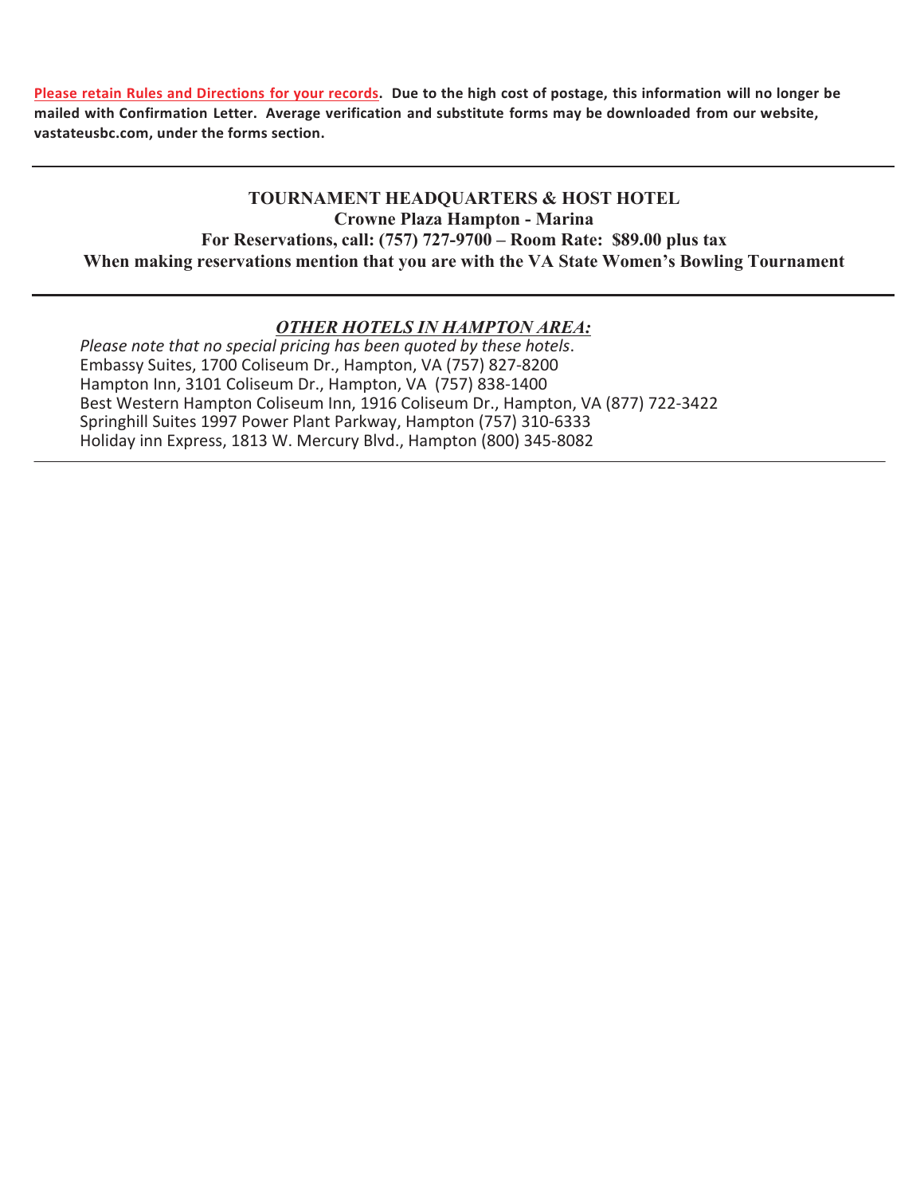**Please retain Rules and Directions for your records. Due to the high cost of postage, this information will no longer be mailed with Confirmation Letter. Average verification and substitute forms may be downloaded from our website, vastateusbc.com, under the forms section.**

---

## TOURNAMENT HEADQUARTERS & HOST HOTEL

**Crowne Plaza Hampton - Marina**

**For Reservations, call: (757) 727-9700 – Room Rate: $89.00 plus tax**

**When making reservations mention that you are with the VA State Women's Bowling Tournament**

---

### ***OTHER HOTELS IN HAMPTON AREA:***

*Please note that no special pricing has been quoted by these hotels*.

Embassy Suites, 1700 Coliseum Dr., Hampton, VA (757) 827-8200

Hampton Inn, 3101 Coliseum Dr., Hampton, VA (757) 838-1400

Best Western Hampton Coliseum Inn, 1916 Coliseum Dr., Hampton, VA (877) 722-3422

Springhill Suites 1997 Power Plant Parkway, Hampton (757) 310-6333

Holiday inn Express, 1813 W. Mercury Blvd., Hampton (800) 345-8082